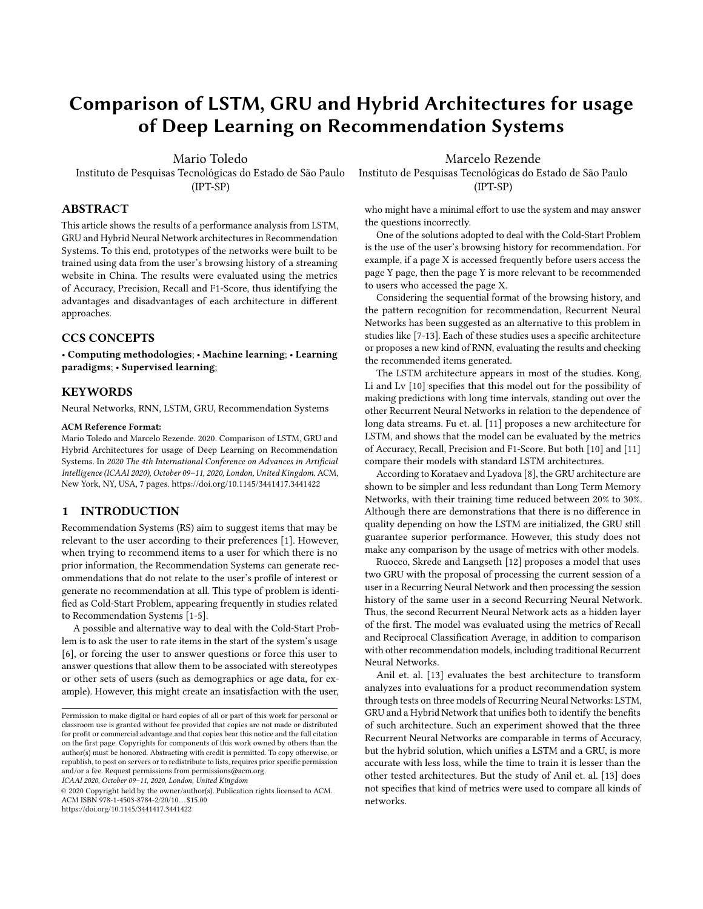# Comparison of LSTM, GRU and Hybrid Architectures for usage of Deep Learning on Recommendation Systems

Mario Toledo
Instituto de Pesquisas Tecnológicas do Estado de São Paulo (IPT-SP)

Marcelo Rezende
Instituto de Pesquisas Tecnológicas do Estado de São Paulo (IPT-SP)

## ABSTRACT

This article shows the results of a performance analysis from LSTM, GRU and Hybrid Neural Network architectures in Recommendation Systems. To this end, prototypes of the networks were built to be trained using data from the user's browsing history of a streaming website in China. The results were evaluated using the metrics of Accuracy, Precision, Recall and F1-Score, thus identifying the advantages and disadvantages of each architecture in different approaches.

## CCS CONCEPTS

• **Computing methodologies**; • **Machine learning**; • **Learning paradigms**; • **Supervised learning**;

## KEYWORDS

Neural Networks, RNN, LSTM, GRU, Recommendation Systems

**ACM Reference Format:**
Mario Toledo and Marcelo Rezende. 2020. Comparison of LSTM, GRU and Hybrid Architectures for usage of Deep Learning on Recommendation Systems. In *2020 The 4th International Conference on Advances in Artificial Intelligence (ICAAI 2020), October 09–11, 2020, London, United Kingdom.* ACM, New York, NY, USA, 7 pages. https://doi.org/10.1145/3441417.3441422

## 1 INTRODUCTION

Recommendation Systems (RS) aim to suggest items that may be relevant to the user according to their preferences [1]. However, when trying to recommend items to a user for which there is no prior information, the Recommendation Systems can generate recommendations that do not relate to the user's profile of interest or generate no recommendation at all. This type of problem is identified as Cold-Start Problem, appearing frequently in studies related to Recommendation Systems [1-5].

A possible and alternative way to deal with the Cold-Start Problem is to ask the user to rate items in the start of the system's usage [6], or forcing the user to answer questions or force this user to answer questions that allow them to be associated with stereotypes or other sets of users (such as demographics or age data, for example). However, this might create an insatisfaction with the user, who might have a minimal effort to use the system and may answer the questions incorrectly.

One of the solutions adopted to deal with the Cold-Start Problem is the use of the user's browsing history for recommendation. For example, if a page X is accessed frequently before users access the page Y page, then the page Y is more relevant to be recommended to users who accessed the page X.

Considering the sequential format of the browsing history, and the pattern recognition for recommendation, Recurrent Neural Networks has been suggested as an alternative to this problem in studies like [7-13]. Each of these studies uses a specific architecture or proposes a new kind of RNN, evaluating the results and checking the recommended items generated.

The LSTM architecture appears in most of the studies. Kong, Li and Lv [10] specifies that this model out for the possibility of making predictions with long time intervals, standing out over the other Recurrent Neural Networks in relation to the dependence of long data streams. Fu et. al. [11] proposes a new architecture for LSTM, and shows that the model can be evaluated by the metrics of Accuracy, Recall, Precision and F1-Score. But both [10] and [11] compare their models with standard LSTM architectures.

According to Korataev and Lyadova [8], the GRU architecture are shown to be simpler and less redundant than Long Term Memory Networks, with their training time reduced between 20% to 30%. Although there are demonstrations that there is no difference in quality depending on how the LSTM are initialized, the GRU still guarantee superior performance. However, this study does not make any comparison by the usage of metrics with other models.

Ruocco, Skrede and Langseth [12] proposes a model that uses two GRU with the proposal of processing the current session of a user in a Recurring Neural Network and then processing the session history of the same user in a second Recurring Neural Network. Thus, the second Recurrent Neural Network acts as a hidden layer of the first. The model was evaluated using the metrics of Recall and Reciprocal Classification Average, in addition to comparison with other recommendation models, including traditional Recurrent Neural Networks.

Anil et. al. [13] evaluates the best architecture to transform analyzes into evaluations for a product recommendation system through tests on three models of Recurring Neural Networks: LSTM, GRU and a Hybrid Network that unifies both to identify the benefits of such architecture. Such an experiment showed that the three Recurrent Neural Networks are comparable in terms of Accuracy, but the hybrid solution, which unifies a LSTM and a GRU, is more accurate with less loss, while the time to train it is lesser than the other tested architectures. But the study of Anil et. al. [13] does not specifies that kind of metrics were used to compare all kinds of networks.

Permission to make digital or hard copies of all or part of this work for personal or classroom use is granted without fee provided that copies are not made or distributed for profit or commercial advantage and that copies bear this notice and the full citation on the first page. Copyrights for components of this work owned by others than the author(s) must be honored. Abstracting with credit is permitted. To copy otherwise, or republish, to post on servers or to redistribute to lists, requires prior specific permission and/or a fee. Request permissions from permissions@acm.org.
*ICAAI 2020, October 09–11, 2020, London, United Kingdom*
© 2020 Copyright held by the owner/author(s). Publication rights licensed to ACM.
ACM ISBN 978-1-4503-8784-2/20/10…$15.00
https://doi.org/10.1145/3441417.3441422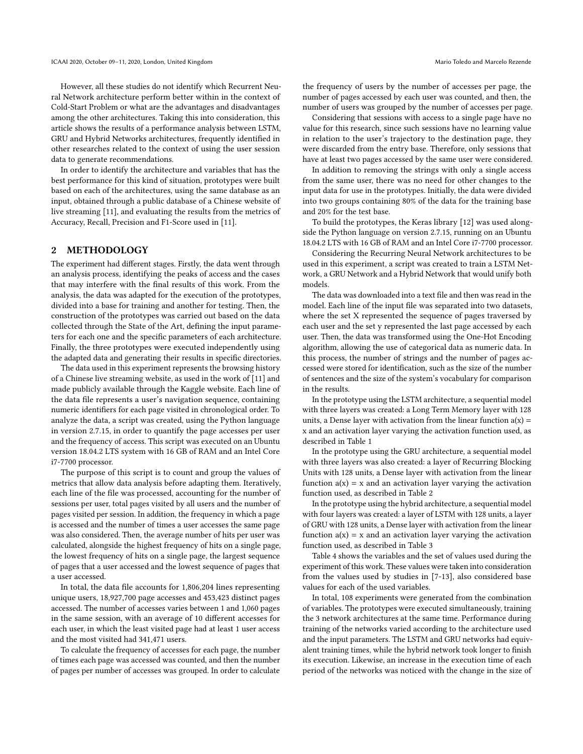However, all these studies do not identify which Recurrent Neural Network architecture perform better within in the context of Cold-Start Problem or what are the advantages and disadvantages among the other architectures. Taking this into consideration, this article shows the results of a performance analysis between LSTM, GRU and Hybrid Networks architectures, frequently identified in other researches related to the context of using the user session data to generate recommendations.

In order to identify the architecture and variables that has the best performance for this kind of situation, prototypes were built based on each of the architectures, using the same database as an input, obtained through a public database of a Chinese website of live streaming [11], and evaluating the results from the metrics of Accuracy, Recall, Precision and F1-Score used in [11].

## 2 METHODOLOGY

The experiment had different stages. Firstly, the data went through an analysis process, identifying the peaks of access and the cases that may interfere with the final results of this work. From the analysis, the data was adapted for the execution of the prototypes, divided into a base for training and another for testing. Then, the construction of the prototypes was carried out based on the data collected through the State of the Art, defining the input parameters for each one and the specific parameters of each architecture. Finally, the three prototypes were executed independently using the adapted data and generating their results in specific directories.

The data used in this experiment represents the browsing history of a Chinese live streaming website, as used in the work of [11] and made publicly available through the Kaggle website. Each line of the data file represents a user's navigation sequence, containing numeric identifiers for each page visited in chronological order. To analyze the data, a script was created, using the Python language in version 2.7.15, in order to quantify the page accesses per user and the frequency of access. This script was executed on an Ubuntu version 18.04.2 LTS system with 16 GB of RAM and an Intel Core i7-7700 processor.

The purpose of this script is to count and group the values of metrics that allow data analysis before adapting them. Iteratively, each line of the file was processed, accounting for the number of sessions per user, total pages visited by all users and the number of pages visited per session. In addition, the frequency in which a page is accessed and the number of times a user accesses the same page was also considered. Then, the average number of hits per user was calculated, alongside the highest frequency of hits on a single page, the lowest frequency of hits on a single page, the largest sequence of pages that a user accessed and the lowest sequence of pages that a user accessed.

In total, the data file accounts for 1,806,204 lines representing unique users, 18,927,700 page accesses and 453,423 distinct pages accessed. The number of accesses varies between 1 and 1,060 pages in the same session, with an average of 10 different accesses for each user, in which the least visited page had at least 1 user access and the most visited had 341,471 users.

To calculate the frequency of accesses for each page, the number of times each page was accessed was counted, and then the number of pages per number of accesses was grouped. In order to calculate the frequency of users by the number of accesses per page, the number of pages accessed by each user was counted, and then, the number of users was grouped by the number of accesses per page.

Considering that sessions with access to a single page have no value for this research, since such sessions have no learning value in relation to the user's trajectory to the destination page, they were discarded from the entry base. Therefore, only sessions that have at least two pages accessed by the same user were considered.

In addition to removing the strings with only a single access from the same user, there was no need for other changes to the input data for use in the prototypes. Initially, the data were divided into two groups containing 80% of the data for the training base and 20% for the test base.

To build the prototypes, the Keras library [12] was used alongside the Python language on version 2.7.15, running on an Ubuntu 18.04.2 LTS with 16 GB of RAM and an Intel Core i7-7700 processor.

Considering the Recurring Neural Network architectures to be used in this experiment, a script was created to train a LSTM Network, a GRU Network and a Hybrid Network that would unify both models.

The data was downloaded into a text file and then was read in the model. Each line of the input file was separated into two datasets, where the set X represented the sequence of pages traversed by each user and the set y represented the last page accessed by each user. Then, the data was transformed using the One-Hot Encoding algorithm, allowing the use of categorical data as numeric data. In this process, the number of strings and the number of pages accessed were stored for identification, such as the size of the number of sentences and the size of the system's vocabulary for comparison in the results.

In the prototype using the LSTM architecture, a sequential model with three layers was created: a Long Term Memory layer with 128 units, a Dense layer with activation from the linear function $a(x) = x$ and an activation layer varying the activation function used, as described in Table 1

In the prototype using the GRU architecture, a sequential model with three layers was also created: a layer of Recurring Blocking Units with 128 units, a Dense layer with activation from the linear function $a(x) = x$ and an activation layer varying the activation function used, as described in Table 2

In the prototype using the hybrid architecture, a sequential model with four layers was created: a layer of LSTM with 128 units, a layer of GRU with 128 units, a Dense layer with activation from the linear function $a(x) = x$ and an activation layer varying the activation function used, as described in Table 3

Table 4 shows the variables and the set of values used during the experiment of this work. These values were taken into consideration from the values used by studies in [7-13], also considered base values for each of the used variables.

In total, 108 experiments were generated from the combination of variables. The prototypes were executed simultaneously, training the 3 network architectures at the same time. Performance during training of the networks varied according to the architecture used and the input parameters. The LSTM and GRU networks had equivalent training times, while the hybrid network took longer to finish its execution. Likewise, an increase in the execution time of each period of the networks was noticed with the change in the size of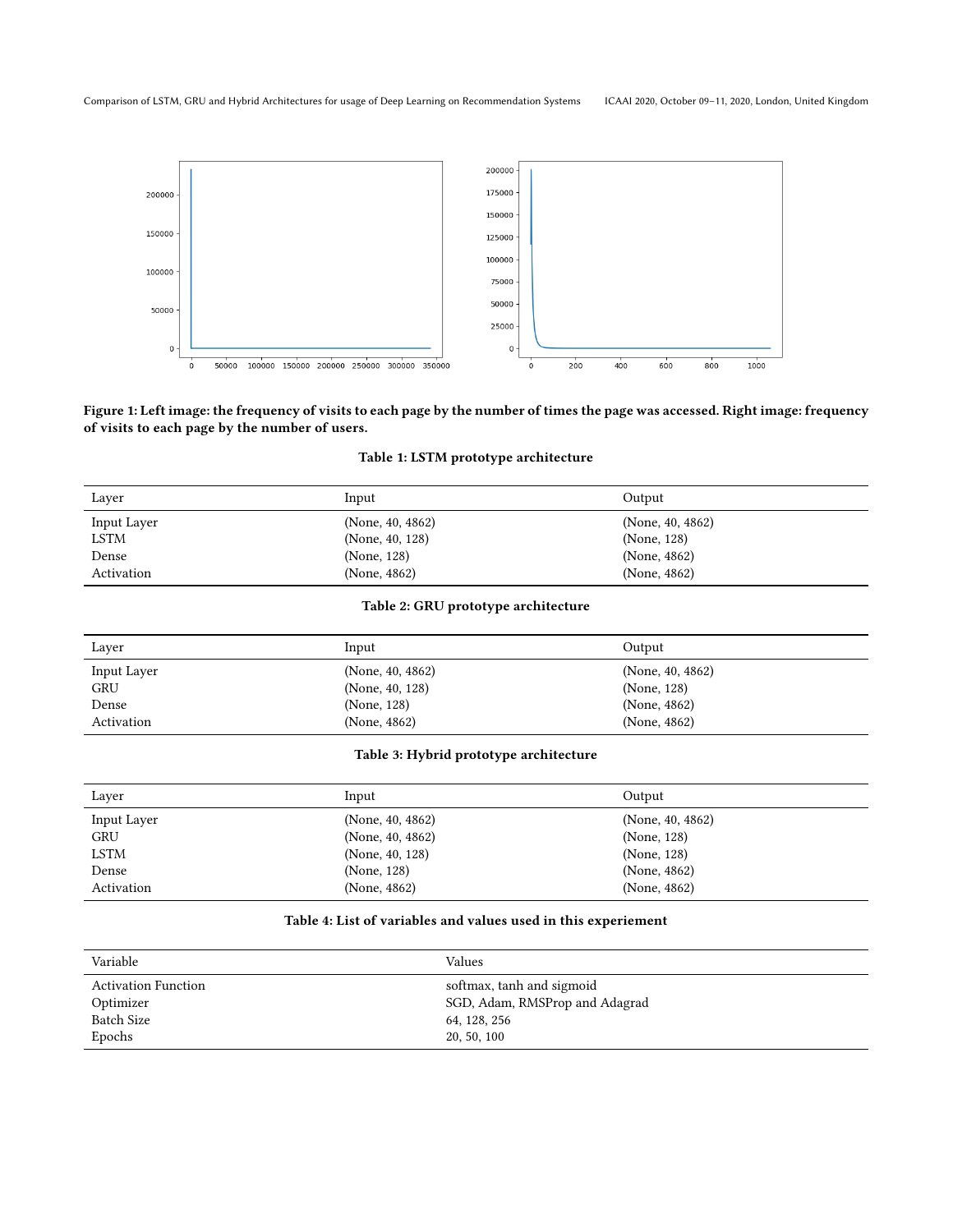**Figure 1: Left image: the frequency of visits to each page by the number of times the page was accessed. Right image: frequency of visits to each page by the number of users.**

**Table 1: LSTM prototype architecture**

| Layer | Input | Output |
|---|---|---|
| Input Layer | (None, 40, 4862) | (None, 40, 4862) |
| LSTM | (None, 40, 128) | (None, 128) |
| Dense | (None, 128) | (None, 4862) |
| Activation | (None, 4862) | (None, 4862) |

**Table 2: GRU prototype architecture**

| Layer | Input | Output |
|---|---|---|
| Input Layer | (None, 40, 4862) | (None, 40, 4862) |
| GRU | (None, 40, 128) | (None, 128) |
| Dense | (None, 128) | (None, 4862) |
| Activation | (None, 4862) | (None, 4862) |

**Table 3: Hybrid prototype architecture**

| Layer | Input | Output |
|---|---|---|
| Input Layer | (None, 40, 4862) | (None, 40, 4862) |
| GRU | (None, 40, 4862) | (None, 128) |
| LSTM | (None, 40, 128) | (None, 128) |
| Dense | (None, 128) | (None, 4862) |
| Activation | (None, 4862) | (None, 4862) |

**Table 4: List of variables and values used in this experiement**

| Variable | Values |
|---|---|
| Activation Function | softmax, tanh and sigmoid |
| Optimizer | SGD, Adam, RMSProp and Adagrad |
| Batch Size | 64, 128, 256 |
| Epochs | 20, 50, 100 |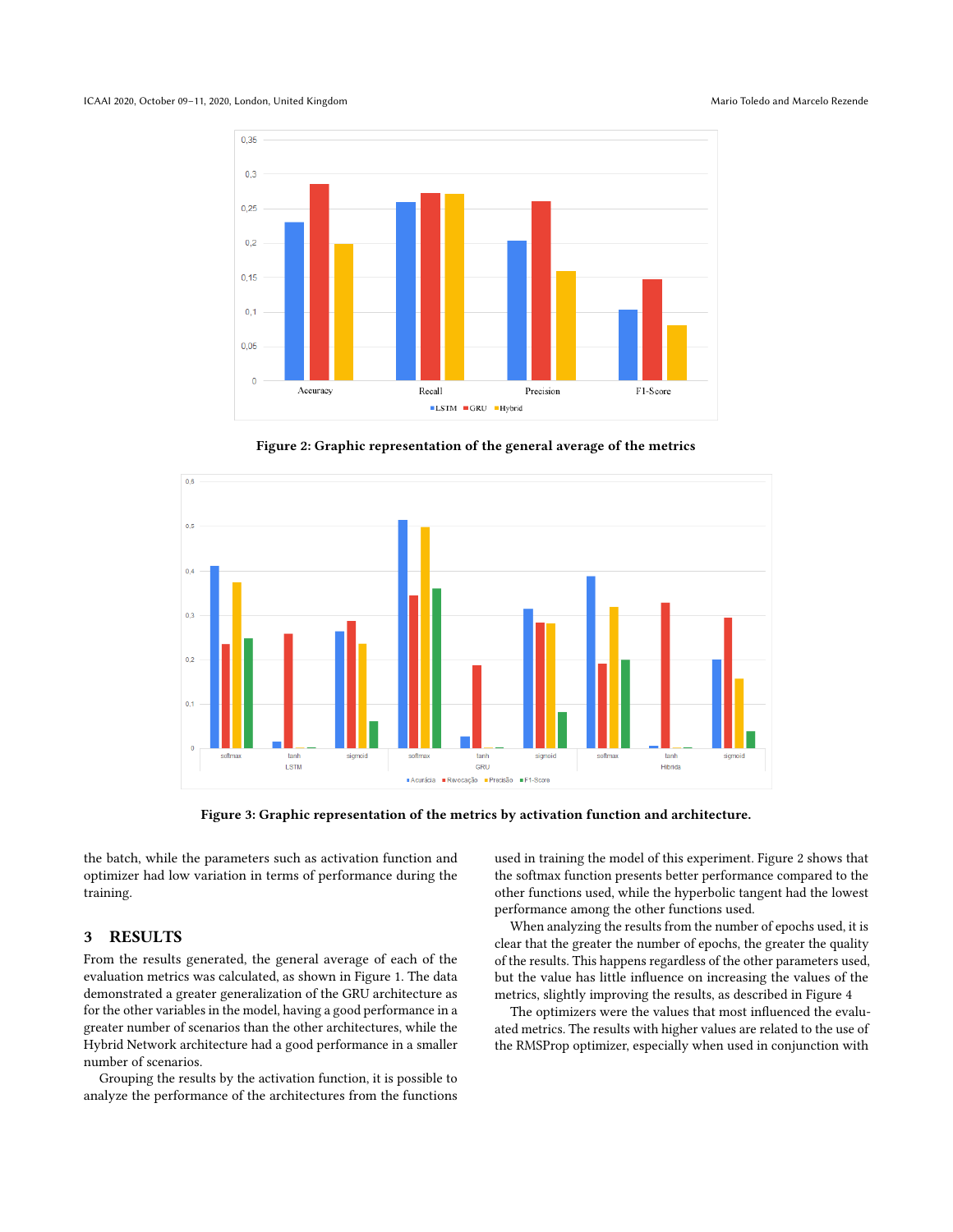Figure 2: Graphic representation of the general average of the metrics

Figure 3: Graphic representation of the metrics by activation function and architecture.

the batch, while the parameters such as activation function and optimizer had low variation in terms of performance during the training.

## 3 RESULTS

From the results generated, the general average of each of the evaluation metrics was calculated, as shown in Figure 1. The data demonstrated a greater generalization of the GRU architecture as for the other variables in the model, having a good performance in a greater number of scenarios than the other architectures, while the Hybrid Network architecture had a good performance in a smaller number of scenarios.

Grouping the results by the activation function, it is possible to analyze the performance of the architectures from the functions used in training the model of this experiment. Figure 2 shows that the softmax function presents better performance compared to the other functions used, while the hyperbolic tangent had the lowest performance among the other functions used.

When analyzing the results from the number of epochs used, it is clear that the greater the number of epochs, the greater the quality of the results. This happens regardless of the other parameters used, but the value has little influence on increasing the values of the metrics, slightly improving the results, as described in Figure 4

The optimizers were the values that most influenced the evaluated metrics. The results with higher values are related to the use of the RMSProp optimizer, especially when used in conjunction with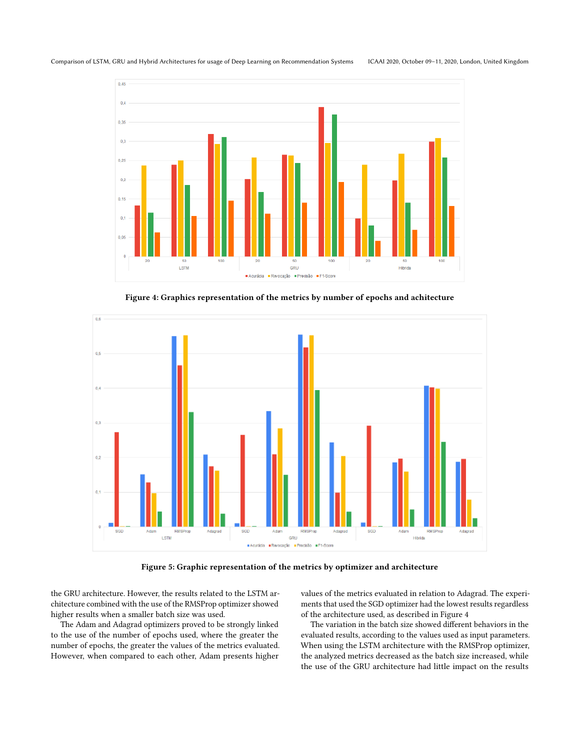Figure 4: Graphics representation of the metrics by number of epochs and achitecture

Figure 5: Graphic representation of the metrics by optimizer and architecture

the GRU architecture. However, the results related to the LSTM architecture combined with the use of the RMSProp optimizer showed higher results when a smaller batch size was used.

The Adam and Adagrad optimizers proved to be strongly linked to the use of the number of epochs used, where the greater the number of epochs, the greater the values of the metrics evaluated. However, when compared to each other, Adam presents higher values of the metrics evaluated in relation to Adagrad. The experiments that used the SGD optimizer had the lowest results regardless of the architecture used, as described in Figure 4

The variation in the batch size showed different behaviors in the evaluated results, according to the values used as input parameters. When using the LSTM architecture with the RMSProp optimizer, the analyzed metrics decreased as the batch size increased, while the use of the GRU architecture had little impact on the results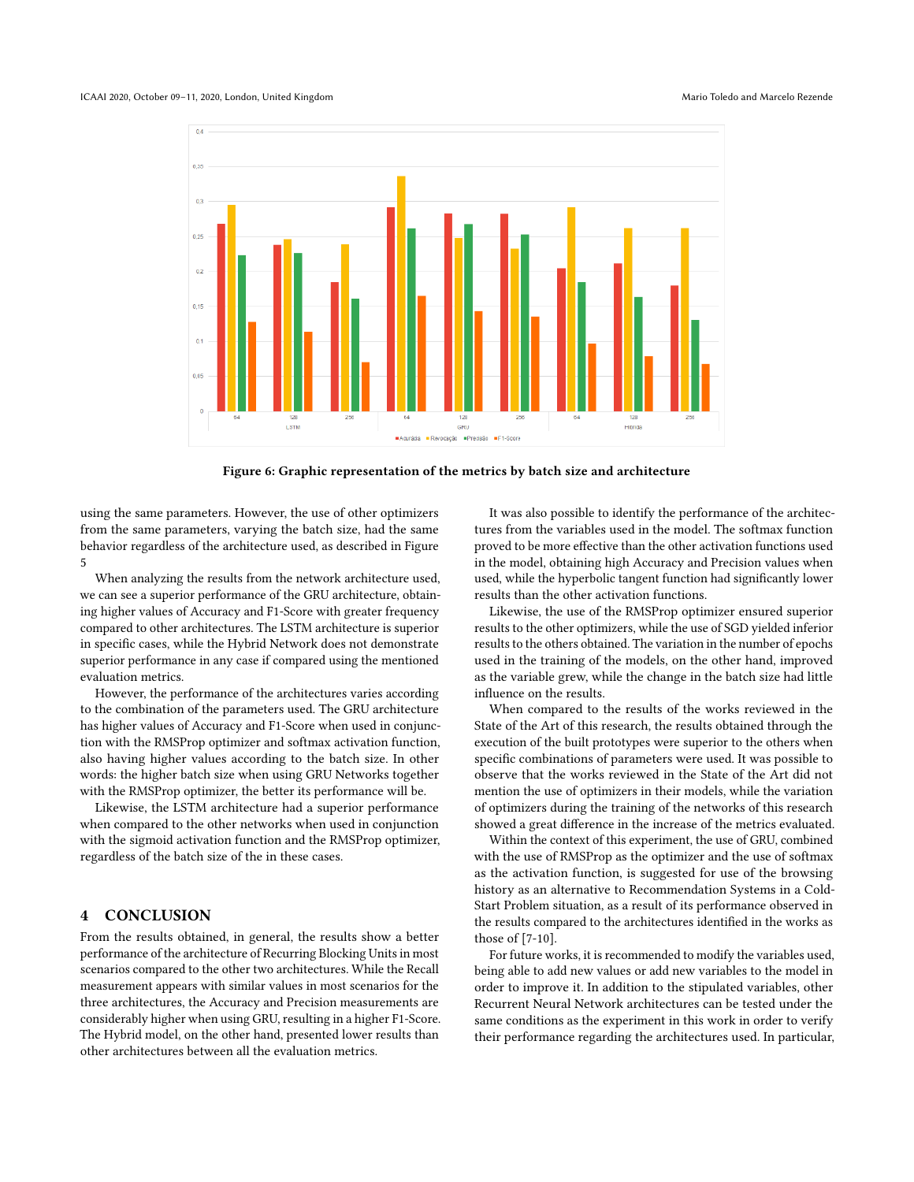Figure 6: Graphic representation of the metrics by batch size and architecture

using the same parameters. However, the use of other optimizers from the same parameters, varying the batch size, had the same behavior regardless of the architecture used, as described in Figure 5

When analyzing the results from the network architecture used, we can see a superior performance of the GRU architecture, obtaining higher values of Accuracy and F1-Score with greater frequency compared to other architectures. The LSTM architecture is superior in specific cases, while the Hybrid Network does not demonstrate superior performance in any case if compared using the mentioned evaluation metrics.

However, the performance of the architectures varies according to the combination of the parameters used. The GRU architecture has higher values of Accuracy and F1-Score when used in conjunction with the RMSProp optimizer and softmax activation function, also having higher values according to the batch size. In other words: the higher batch size when using GRU Networks together with the RMSProp optimizer, the better its performance will be.

Likewise, the LSTM architecture had a superior performance when compared to the other networks when used in conjunction with the sigmoid activation function and the RMSProp optimizer, regardless of the batch size of the in these cases.

## 4 CONCLUSION

From the results obtained, in general, the results show a better performance of the architecture of Recurring Blocking Units in most scenarios compared to the other two architectures. While the Recall measurement appears with similar values in most scenarios for the three architectures, the Accuracy and Precision measurements are considerably higher when using GRU, resulting in a higher F1-Score. The Hybrid model, on the other hand, presented lower results than other architectures between all the evaluation metrics.

It was also possible to identify the performance of the architectures from the variables used in the model. The softmax function proved to be more effective than the other activation functions used in the model, obtaining high Accuracy and Precision values when used, while the hyperbolic tangent function had significantly lower results than the other activation functions.

Likewise, the use of the RMSProp optimizer ensured superior results to the other optimizers, while the use of SGD yielded inferior results to the others obtained. The variation in the number of epochs used in the training of the models, on the other hand, improved as the variable grew, while the change in the batch size had little influence on the results.

When compared to the results of the works reviewed in the State of the Art of this research, the results obtained through the execution of the built prototypes were superior to the others when specific combinations of parameters were used. It was possible to observe that the works reviewed in the State of the Art did not mention the use of optimizers in their models, while the variation of optimizers during the training of the networks of this research showed a great difference in the increase of the metrics evaluated.

Within the context of this experiment, the use of GRU, combined with the use of RMSProp as the optimizer and the use of softmax as the activation function, is suggested for use of the browsing history as an alternative to Recommendation Systems in a Cold-Start Problem situation, as a result of its performance observed in the results compared to the architectures identified in the works as those of [7-10].

For future works, it is recommended to modify the variables used, being able to add new values or add new variables to the model in order to improve it. In addition to the stipulated variables, other Recurrent Neural Network architectures can be tested under the same conditions as the experiment in this work in order to verify their performance regarding the architectures used. In particular,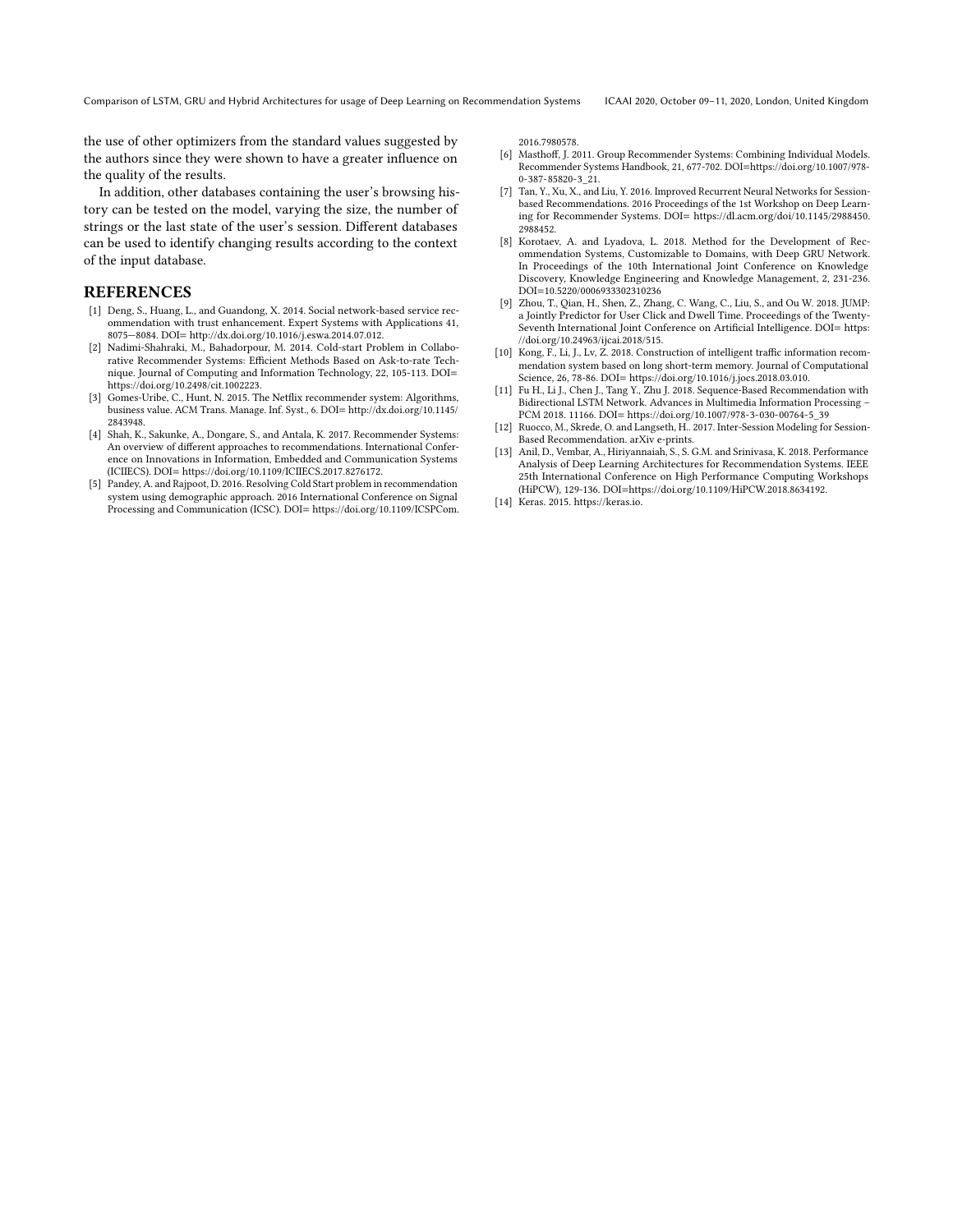the use of other optimizers from the standard values suggested by the authors since they were shown to have a greater influence on the quality of the results.

In addition, other databases containing the user's browsing history can be tested on the model, varying the size, the number of strings or the last state of the user's session. Different databases can be used to identify changing results according to the context of the input database.

## REFERENCES

- [1] Deng, S., Huang, L., and Guandong, X. 2014. Social network-based service recommendation with trust enhancement. Expert Systems with Applications 41, 8075—8084. DOI= http://dx.doi.org/10.1016/j.eswa.2014.07.012.
- [2] Nadimi-Shahraki, M., Bahadorpour, M. 2014. Cold-start Problem in Collaborative Recommender Systems: Efficient Methods Based on Ask-to-rate Technique. Journal of Computing and Information Technology, 22, 105-113. DOI= https://doi.org/10.2498/cit.1002223.
- [3] Gomes-Uribe, C., Hunt, N. 2015. The Netflix recommender system: Algorithms, business value. ACM Trans. Manage. Inf. Syst., 6. DOI= http://dx.doi.org/10.1145/2843948.
- [4] Shah, K., Sakunke, A., Dongare, S., and Antala, K. 2017. Recommender Systems: An overview of different approaches to recommendations. International Conference on Innovations in Information, Embedded and Communication Systems (ICIIECS). DOI= https://doi.org/10.1109/ICIIECS.2017.8276172.
- [5] Pandey, A. and Rajpoot, D. 2016. Resolving Cold Start problem in recommendation system using demographic approach. 2016 International Conference on Signal Processing and Communication (ICSC). DOI= https://doi.org/10.1109/ICSPCom.2016.7980578.
- [6] Masthoff, J. 2011. Group Recommender Systems: Combining Individual Models. Recommender Systems Handbook, 21, 677-702. DOI=https://doi.org/10.1007/978-0-387-85820-3_21.
- [7] Tan, Y., Xu, X., and Liu, Y. 2016. Improved Recurrent Neural Networks for Session-based Recommendations. 2016 Proceedings of the 1st Workshop on Deep Learning for Recommender Systems. DOI= https://dl.acm.org/doi/10.1145/2988450.2988452.
- [8] Korotaev, A. and Lyadova, L. 2018. Method for the Development of Recommendation Systems, Customizable to Domains, with Deep GRU Network. In Proceedings of the 10th International Joint Conference on Knowledge Discovery, Knowledge Engineering and Knowledge Management, 2, 231-236. DOI=10.5220/0006933302310236
- [9] Zhou, T., Qian, H., Shen, Z., Zhang, C. Wang, C., Liu, S., and Ou W. 2018. JUMP: a Jointly Predictor for User Click and Dwell Time. Proceedings of the Twenty-Seventh International Joint Conference on Artificial Intelligence. DOI= https://doi.org/10.24963/ijcai.2018/515.
- [10] Kong, F., Li, J., Lv, Z. 2018. Construction of intelligent traffic information recommendation system based on long short-term memory. Journal of Computational Science, 26, 78-86. DOI= https://doi.org/10.1016/j.jocs.2018.03.010.
- [11] Fu H., Li J., Chen J., Tang Y., Zhu J. 2018. Sequence-Based Recommendation with Bidirectional LSTM Network. Advances in Multimedia Information Processing – PCM 2018. 11166. DOI= https://doi.org/10.1007/978-3-030-00764-5_39
- [12] Ruocco, M., Skrede, O. and Langseth, H.. 2017. Inter-Session Modeling for Session-Based Recommendation. arXiv e-prints.
- [13] Anil, D., Vembar, A., Hiriyannaiah, S., S. G.M. and Srinivasa, K. 2018. Performance Analysis of Deep Learning Architectures for Recommendation Systems. IEEE 25th International Conference on High Performance Computing Workshops (HiPCW), 129-136. DOI=https://doi.org/10.1109/HiPCW.2018.8634192.
- [14] Keras. 2015. https://keras.io.